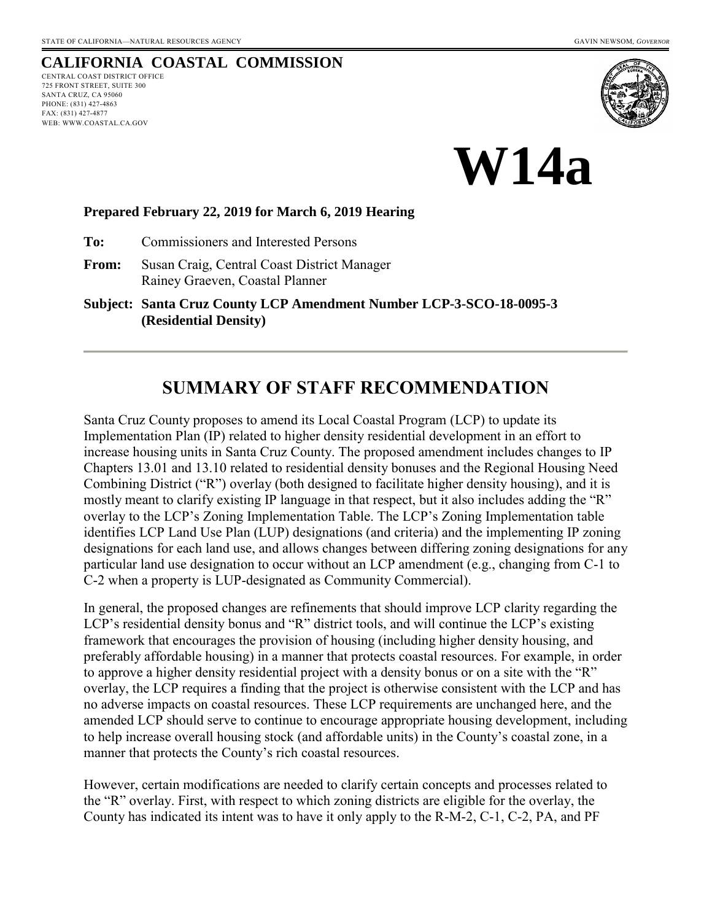STATE OF CALIFORNIA—NATURAL RESOURCES AGENCY GAVIN NEWSOM, *GOVERNOR*

**CALIFORNIA COASTAL COMMISSION**
CENTRAL COAST DISTRICT OFFICE
725 FRONT STREET, SUITE 300
SANTA CRUZ, CA 95060
PHONE: (831) 427-4863
FAX: (831) 427-4877
WEB: WWW.COASTAL.CA.GOV

# W14a

**Prepared February 22, 2019 for March 6, 2019 Hearing**

**To:** Commissioners and Interested Persons

**From:** Susan Craig, Central Coast District Manager
Rainey Graeven, Coastal Planner

**Subject: Santa Cruz County LCP Amendment Number LCP-3-SCO-18-0095-3 (Residential Density)**

## SUMMARY OF STAFF RECOMMENDATION

Santa Cruz County proposes to amend its Local Coastal Program (LCP) to update its Implementation Plan (IP) related to higher density residential development in an effort to increase housing units in Santa Cruz County. The proposed amendment includes changes to IP Chapters 13.01 and 13.10 related to residential density bonuses and the Regional Housing Need Combining District ("R") overlay (both designed to facilitate higher density housing), and it is mostly meant to clarify existing IP language in that respect, but it also includes adding the "R" overlay to the LCP's Zoning Implementation Table. The LCP's Zoning Implementation table identifies LCP Land Use Plan (LUP) designations (and criteria) and the implementing IP zoning designations for each land use, and allows changes between differing zoning designations for any particular land use designation to occur without an LCP amendment (e.g., changing from C-1 to C-2 when a property is LUP-designated as Community Commercial).

In general, the proposed changes are refinements that should improve LCP clarity regarding the LCP's residential density bonus and "R" district tools, and will continue the LCP's existing framework that encourages the provision of housing (including higher density housing, and preferably affordable housing) in a manner that protects coastal resources. For example, in order to approve a higher density residential project with a density bonus or on a site with the "R" overlay, the LCP requires a finding that the project is otherwise consistent with the LCP and has no adverse impacts on coastal resources. These LCP requirements are unchanged here, and the amended LCP should serve to continue to encourage appropriate housing development, including to help increase overall housing stock (and affordable units) in the County's coastal zone, in a manner that protects the County's rich coastal resources.

However, certain modifications are needed to clarify certain concepts and processes related to the "R" overlay. First, with respect to which zoning districts are eligible for the overlay, the County has indicated its intent was to have it only apply to the R-M-2, C-1, C-2, PA, and PF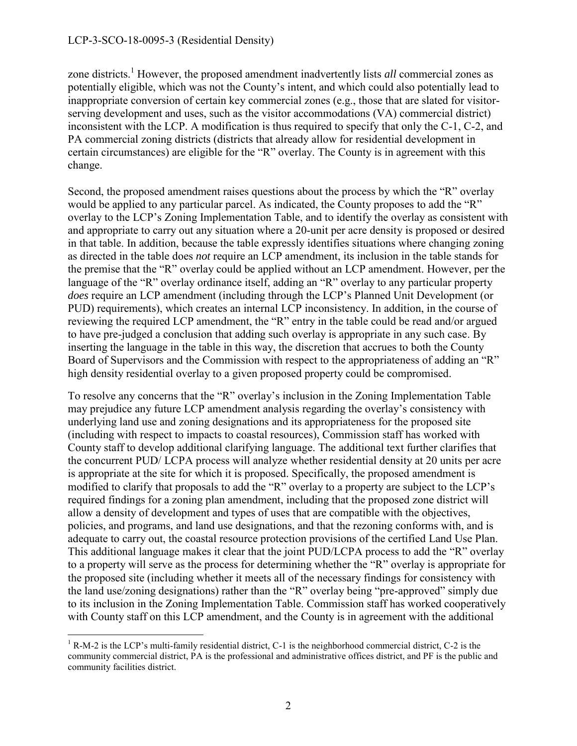zone districts.[1] However, the proposed amendment inadvertently lists *all* commercial zones as potentially eligible, which was not the County's intent, and which could also potentially lead to inappropriate conversion of certain key commercial zones (e.g., those that are slated for visitor-serving development and uses, such as the visitor accommodations (VA) commercial district) inconsistent with the LCP. A modification is thus required to specify that only the C-1, C-2, and PA commercial zoning districts (districts that already allow for residential development in certain circumstances) are eligible for the "R" overlay. The County is in agreement with this change.

Second, the proposed amendment raises questions about the process by which the "R" overlay would be applied to any particular parcel. As indicated, the County proposes to add the "R" overlay to the LCP's Zoning Implementation Table, and to identify the overlay as consistent with and appropriate to carry out any situation where a 20-unit per acre density is proposed or desired in that table. In addition, because the table expressly identifies situations where changing zoning as directed in the table does *not* require an LCP amendment, its inclusion in the table stands for the premise that the "R" overlay could be applied without an LCP amendment. However, per the language of the "R" overlay ordinance itself, adding an "R" overlay to any particular property *does* require an LCP amendment (including through the LCP's Planned Unit Development (or PUD) requirements), which creates an internal LCP inconsistency. In addition, in the course of reviewing the required LCP amendment, the "R" entry in the table could be read and/or argued to have pre-judged a conclusion that adding such overlay is appropriate in any such case. By inserting the language in the table in this way, the discretion that accrues to both the County Board of Supervisors and the Commission with respect to the appropriateness of adding an "R" high density residential overlay to a given proposed property could be compromised.

To resolve any concerns that the "R" overlay's inclusion in the Zoning Implementation Table may prejudice any future LCP amendment analysis regarding the overlay's consistency with underlying land use and zoning designations and its appropriateness for the proposed site (including with respect to impacts to coastal resources), Commission staff has worked with County staff to develop additional clarifying language. The additional text further clarifies that the concurrent PUD/ LCPA process will analyze whether residential density at 20 units per acre is appropriate at the site for which it is proposed. Specifically, the proposed amendment is modified to clarify that proposals to add the "R" overlay to a property are subject to the LCP's required findings for a zoning plan amendment, including that the proposed zone district will allow a density of development and types of uses that are compatible with the objectives, policies, and programs, and land use designations, and that the rezoning conforms with, and is adequate to carry out, the coastal resource protection provisions of the certified Land Use Plan. This additional language makes it clear that the joint PUD/LCPA process to add the "R" overlay to a property will serve as the process for determining whether the "R" overlay is appropriate for the proposed site (including whether it meets all of the necessary findings for consistency with the land use/zoning designations) rather than the "R" overlay being "pre-approved" simply due to its inclusion in the Zoning Implementation Table. Commission staff has worked cooperatively with County staff on this LCP amendment, and the County is in agreement with the additional

---

[1] R-M-2 is the LCP's multi-family residential district, C-1 is the neighborhood commercial district, C-2 is the community commercial district, PA is the professional and administrative offices district, and PF is the public and community facilities district.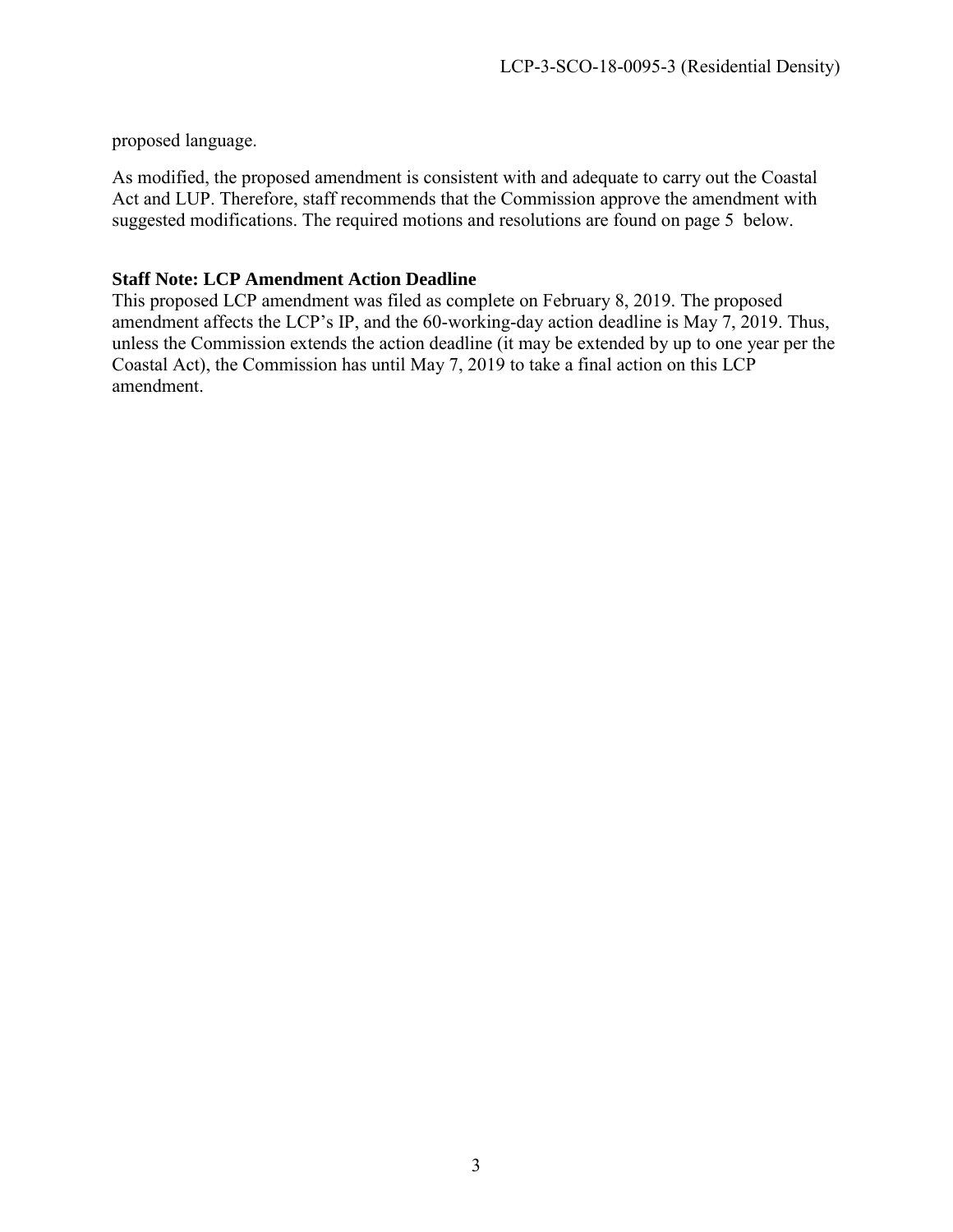proposed language.

As modified, the proposed amendment is consistent with and adequate to carry out the Coastal Act and LUP. Therefore, staff recommends that the Commission approve the amendment with suggested modifications. The required motions and resolutions are found on page 5 below.

**Staff Note: LCP Amendment Action Deadline**
This proposed LCP amendment was filed as complete on February 8, 2019. The proposed amendment affects the LCP's IP, and the 60-working-day action deadline is May 7, 2019. Thus, unless the Commission extends the action deadline (it may be extended by up to one year per the Coastal Act), the Commission has until May 7, 2019 to take a final action on this LCP amendment.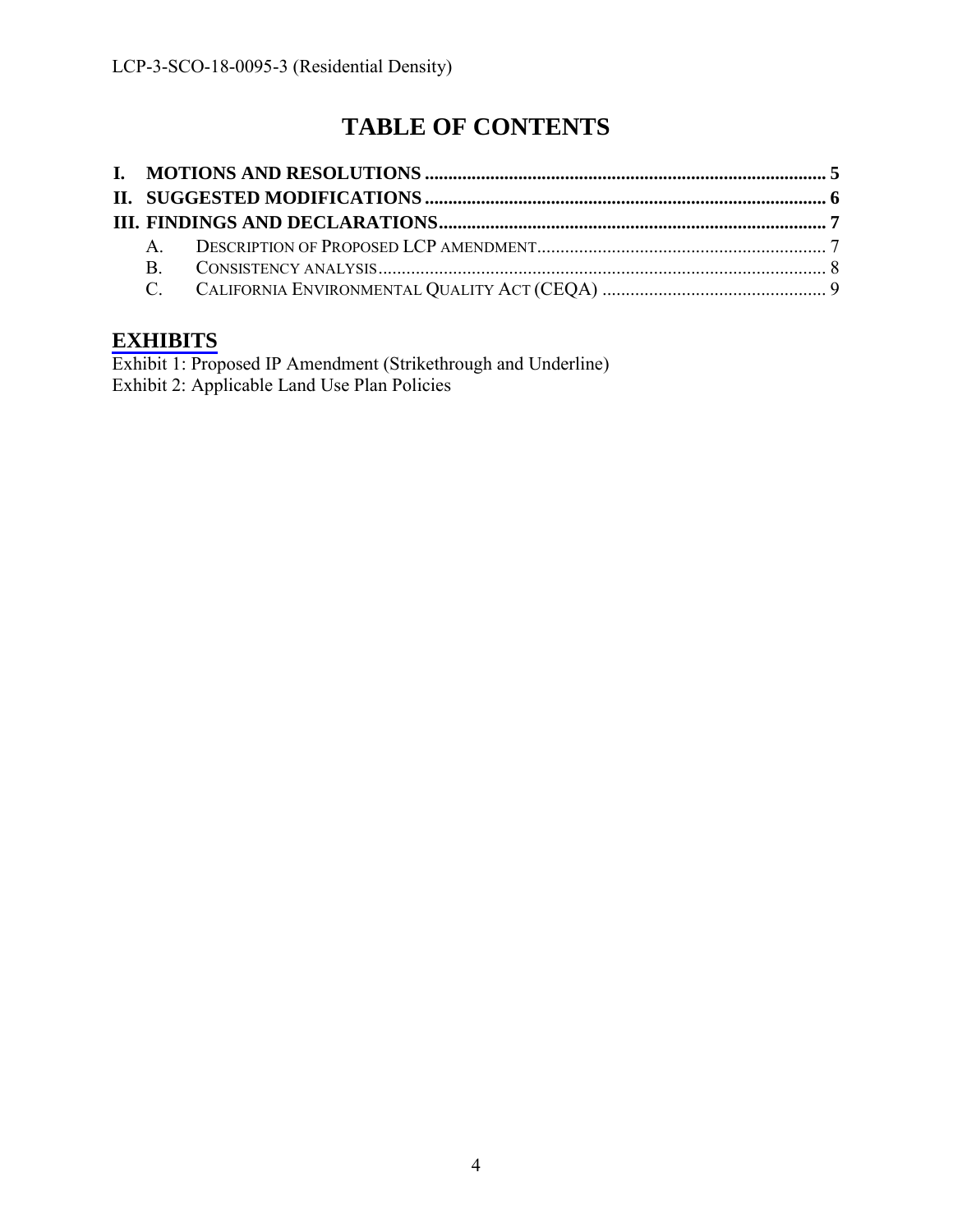# TABLE OF CONTENTS

**I. MOTIONS AND RESOLUTIONS** ..................................................................................... **5**

**II. SUGGESTED MODIFICATIONS** ..................................................................................... **6**

**III. FINDINGS AND DECLARATIONS** .................................................................................. **7**

- A. DESCRIPTION OF PROPOSED LCP AMENDMENT ............................................................. 7
- B. CONSISTENCY ANALYSIS ............................................................................................... 8
- C. CALIFORNIA ENVIRONMENTAL QUALITY ACT (CEQA) ............................................... 9

## EXHIBITS

Exhibit 1: Proposed IP Amendment (Strikethrough and Underline)
Exhibit 2: Applicable Land Use Plan Policies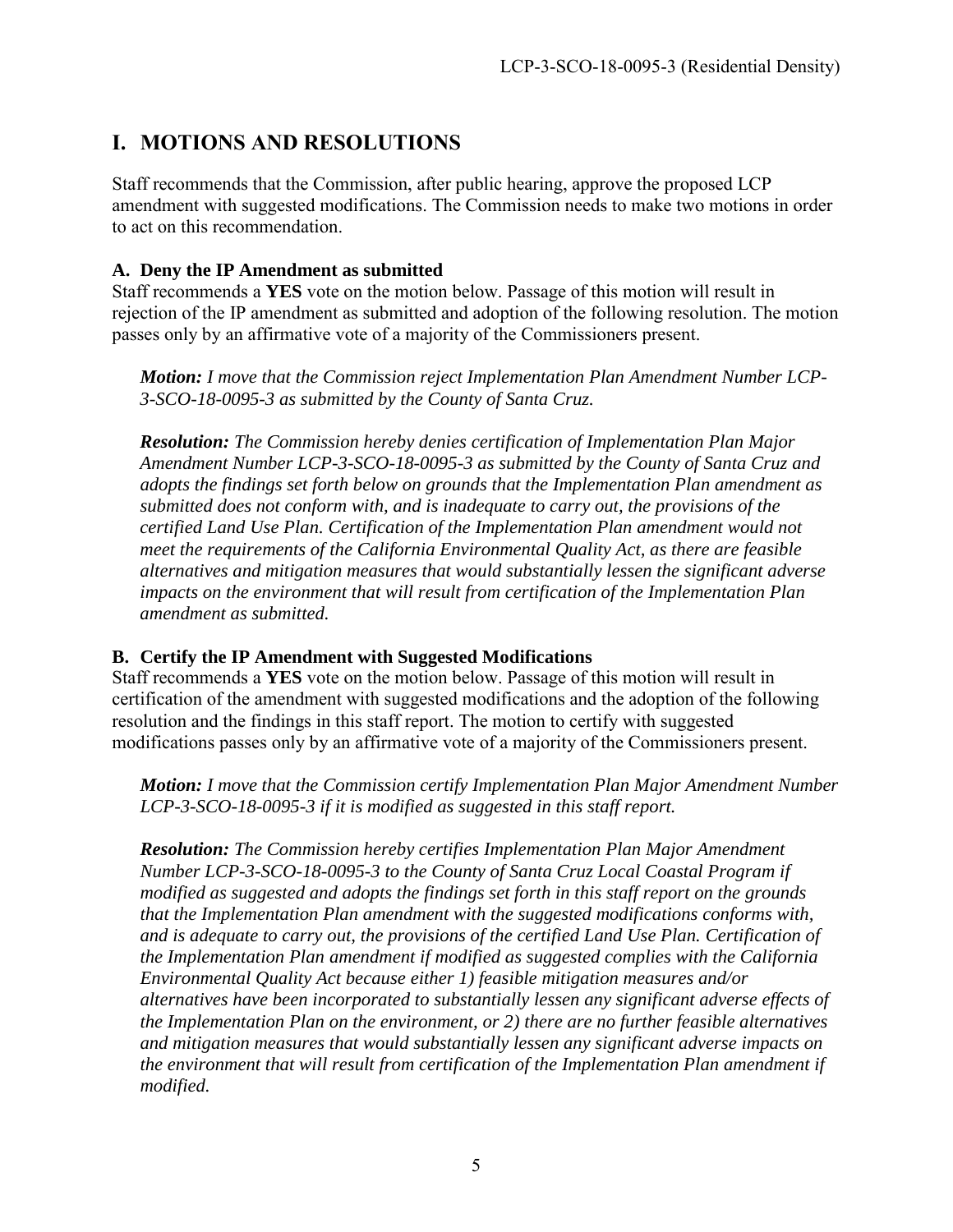# I. MOTIONS AND RESOLUTIONS

Staff recommends that the Commission, after public hearing, approve the proposed LCP amendment with suggested modifications. The Commission needs to make two motions in order to act on this recommendation.

### A. Deny the IP Amendment as submitted

Staff recommends a **YES** vote on the motion below. Passage of this motion will result in rejection of the IP amendment as submitted and adoption of the following resolution. The motion passes only by an affirmative vote of a majority of the Commissioners present.

> ***Motion:*** *I move that the Commission reject Implementation Plan Amendment Number LCP-3-SCO-18-0095-3 as submitted by the County of Santa Cruz.*
>
> ***Resolution:*** *The Commission hereby denies certification of Implementation Plan Major Amendment Number LCP-3-SCO-18-0095-3 as submitted by the County of Santa Cruz and adopts the findings set forth below on grounds that the Implementation Plan amendment as submitted does not conform with, and is inadequate to carry out, the provisions of the certified Land Use Plan. Certification of the Implementation Plan amendment would not meet the requirements of the California Environmental Quality Act, as there are feasible alternatives and mitigation measures that would substantially lessen the significant adverse impacts on the environment that will result from certification of the Implementation Plan amendment as submitted.*

### B. Certify the IP Amendment with Suggested Modifications

Staff recommends a **YES** vote on the motion below. Passage of this motion will result in certification of the amendment with suggested modifications and the adoption of the following resolution and the findings in this staff report. The motion to certify with suggested modifications passes only by an affirmative vote of a majority of the Commissioners present.

> ***Motion:*** *I move that the Commission certify Implementation Plan Major Amendment Number LCP-3-SCO-18-0095-3 if it is modified as suggested in this staff report.*
>
> ***Resolution:*** *The Commission hereby certifies Implementation Plan Major Amendment Number LCP-3-SCO-18-0095-3 to the County of Santa Cruz Local Coastal Program if modified as suggested and adopts the findings set forth in this staff report on the grounds that the Implementation Plan amendment with the suggested modifications conforms with, and is adequate to carry out, the provisions of the certified Land Use Plan. Certification of the Implementation Plan amendment if modified as suggested complies with the California Environmental Quality Act because either 1) feasible mitigation measures and/or alternatives have been incorporated to substantially lessen any significant adverse effects of the Implementation Plan on the environment, or 2) there are no further feasible alternatives and mitigation measures that would substantially lessen any significant adverse impacts on the environment that will result from certification of the Implementation Plan amendment if modified.*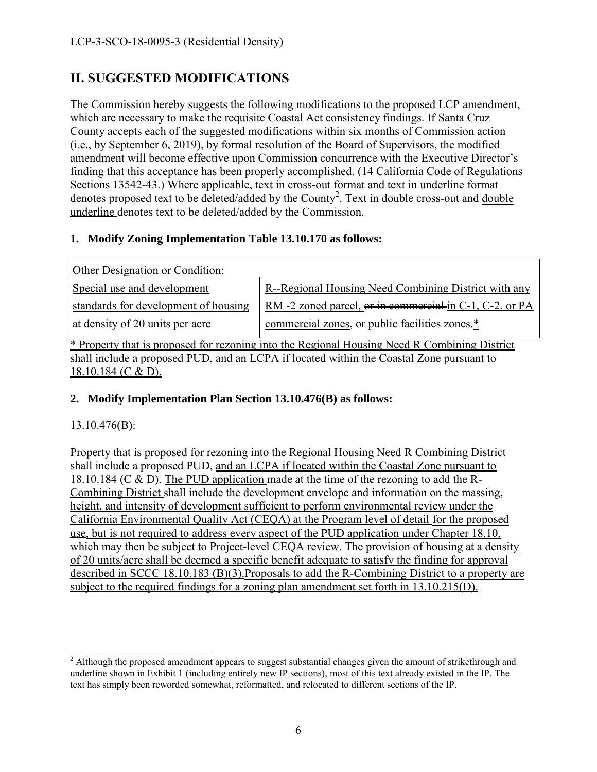## II. SUGGESTED MODIFICATIONS

The Commission hereby suggests the following modifications to the proposed LCP amendment, which are necessary to make the requisite Coastal Act consistency findings. If Santa Cruz County accepts each of the suggested modifications within six months of Commission action (i.e., by September 6, 2019), by formal resolution of the Board of Supervisors, the modified amendment will become effective upon Commission concurrence with the Executive Director's finding that this acceptance has been properly accomplished. (14 California Code of Regulations Sections 13542-43.) Where applicable, text in ~~cross-out~~ format and text in <u>underline</u> format denotes proposed text to be deleted/added by the County[2]. Text in ~~double cross-out~~ and <u>double underline</u> denotes text to be deleted/added by the Commission.

### 1. Modify Zoning Implementation Table 13.10.170 as follows:

| Other Designation or Condition: | |
|---|---|
| <u>Special use and development standards for development of housing at density of 20 units per acre</u> | <u>R--Regional Housing Need Combining District with any RM -2 zoned parcel, ~~or in commercial~~ in C-1, C-2, or PA commercial zones, or public facilities zones.*</u> |

<u>* Property that is proposed for rezoning into the Regional Housing Need R Combining District shall include a proposed PUD, and an LCPA if located within the Coastal Zone pursuant to 18.10.184 (C & D).</u>

### 2. Modify Implementation Plan Section 13.10.476(B) as follows:

13.10.476(B):

<u>Property that is proposed for rezoning into the Regional Housing Need R Combining District shall include a proposed PUD, and an LCPA if located within the Coastal Zone pursuant to 18.10.184 (C & D). The PUD application made at the time of the rezoning to add the R-Combining District shall include the development envelope and information on the massing, height, and intensity of development sufficient to perform environmental review under the California Environmental Quality Act (CEQA) at the Program level of detail for the proposed use, but is not required to address every aspect of the PUD application under Chapter 18.10, which may then be subject to Project-level CEQA review. The provision of housing at a density of 20 units/acre shall be deemed a specific benefit adequate to satisfy the finding for approval described in SCCC 18.10.183 (B)(3).Proposals to add the R-Combining District to a property are subject to the required findings for a zoning plan amendment set forth in 13.10.215(D).</u>

---

[2] Although the proposed amendment appears to suggest substantial changes given the amount of strikethrough and underline shown in Exhibit 1 (including entirely new IP sections), most of this text already existed in the IP. The text has simply been reworded somewhat, reformatted, and relocated to different sections of the IP.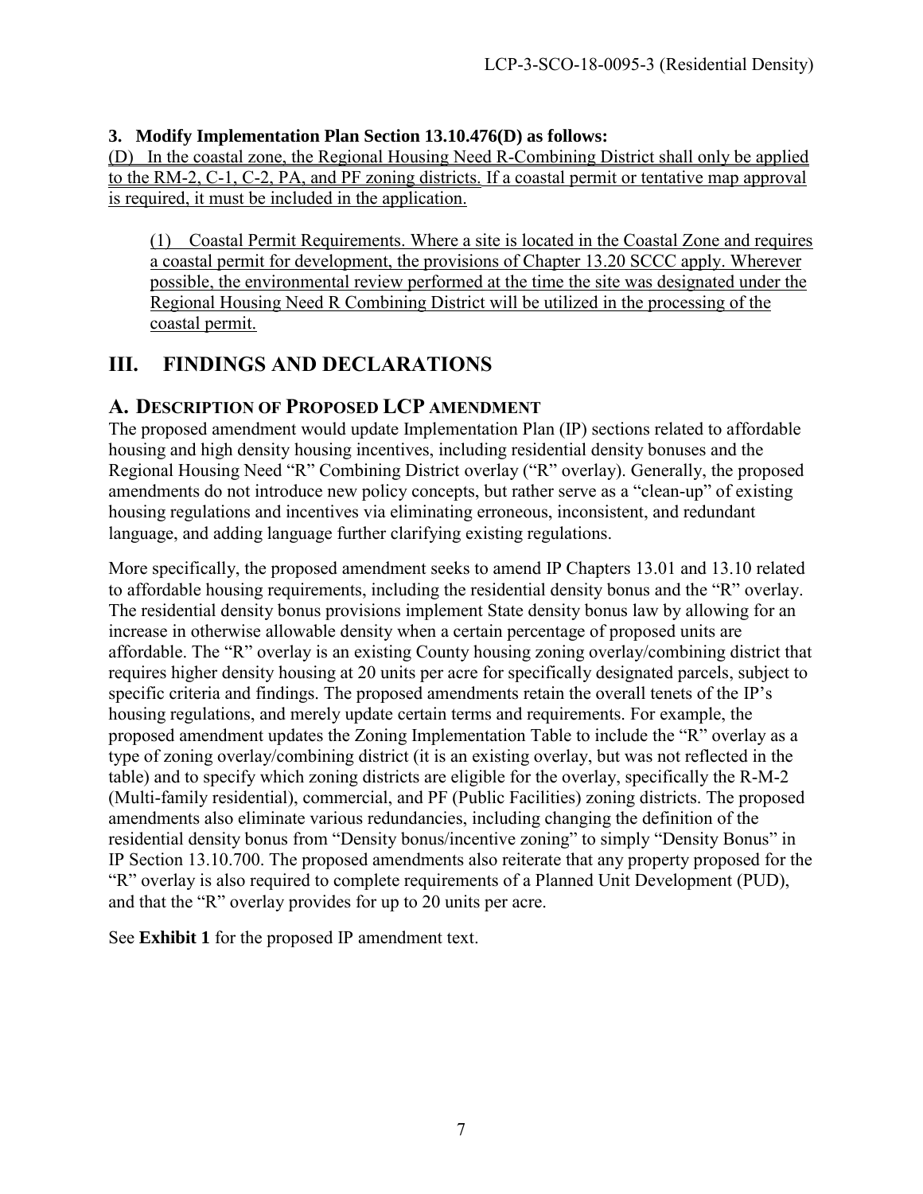**3. Modify Implementation Plan Section 13.10.476(D) as follows:**

<u>(D) In the coastal zone, the Regional Housing Need R-Combining District shall only be applied to the RM-2, C-1, C-2, PA, and PF zoning districts.</u> <u>If a coastal permit or tentative map approval is required, it must be included in the application.</u>

> <u>(1) Coastal Permit Requirements. Where a site is located in the Coastal Zone and requires a coastal permit for development, the provisions of Chapter 13.20 SCCC apply. Wherever possible, the environmental review performed at the time the site was designated under the Regional Housing Need R Combining District will be utilized in the processing of the coastal permit.</u>

# III. FINDINGS AND DECLARATIONS

## A. DESCRIPTION OF PROPOSED LCP AMENDMENT

The proposed amendment would update Implementation Plan (IP) sections related to affordable housing and high density housing incentives, including residential density bonuses and the Regional Housing Need "R" Combining District overlay ("R" overlay). Generally, the proposed amendments do not introduce new policy concepts, but rather serve as a "clean-up" of existing housing regulations and incentives via eliminating erroneous, inconsistent, and redundant language, and adding language further clarifying existing regulations.

More specifically, the proposed amendment seeks to amend IP Chapters 13.01 and 13.10 related to affordable housing requirements, including the residential density bonus and the "R" overlay. The residential density bonus provisions implement State density bonus law by allowing for an increase in otherwise allowable density when a certain percentage of proposed units are affordable. The "R" overlay is an existing County housing zoning overlay/combining district that requires higher density housing at 20 units per acre for specifically designated parcels, subject to specific criteria and findings. The proposed amendments retain the overall tenets of the IP's housing regulations, and merely update certain terms and requirements. For example, the proposed amendment updates the Zoning Implementation Table to include the "R" overlay as a type of zoning overlay/combining district (it is an existing overlay, but was not reflected in the table) and to specify which zoning districts are eligible for the overlay, specifically the R-M-2 (Multi-family residential), commercial, and PF (Public Facilities) zoning districts. The proposed amendments also eliminate various redundancies, including changing the definition of the residential density bonus from "Density bonus/incentive zoning" to simply "Density Bonus" in IP Section 13.10.700. The proposed amendments also reiterate that any property proposed for the "R" overlay is also required to complete requirements of a Planned Unit Development (PUD), and that the "R" overlay provides for up to 20 units per acre.

See **Exhibit 1** for the proposed IP amendment text.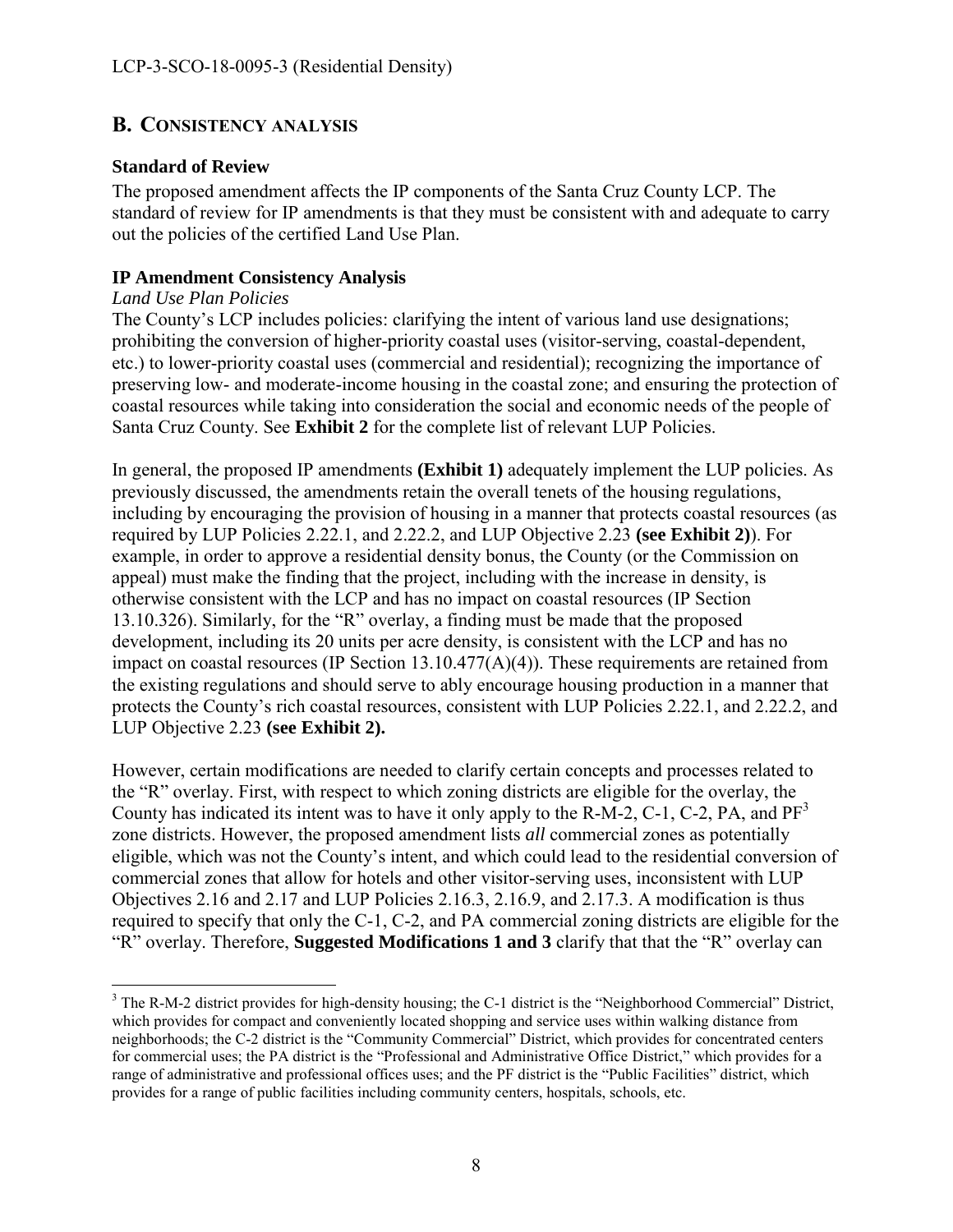## B. CONSISTENCY ANALYSIS

### Standard of Review

The proposed amendment affects the IP components of the Santa Cruz County LCP. The standard of review for IP amendments is that they must be consistent with and adequate to carry out the policies of the certified Land Use Plan.

### IP Amendment Consistency Analysis

*Land Use Plan Policies*

The County's LCP includes policies: clarifying the intent of various land use designations; prohibiting the conversion of higher-priority coastal uses (visitor-serving, coastal-dependent, etc.) to lower-priority coastal uses (commercial and residential); recognizing the importance of preserving low- and moderate-income housing in the coastal zone; and ensuring the protection of coastal resources while taking into consideration the social and economic needs of the people of Santa Cruz County. See **Exhibit 2** for the complete list of relevant LUP Policies.

In general, the proposed IP amendments **(Exhibit 1)** adequately implement the LUP policies. As previously discussed, the amendments retain the overall tenets of the housing regulations, including by encouraging the provision of housing in a manner that protects coastal resources (as required by LUP Policies 2.22.1, and 2.22.2, and LUP Objective 2.23 **(see Exhibit 2)**). For example, in order to approve a residential density bonus, the County (or the Commission on appeal) must make the finding that the project, including with the increase in density, is otherwise consistent with the LCP and has no impact on coastal resources (IP Section 13.10.326). Similarly, for the "R" overlay, a finding must be made that the proposed development, including its 20 units per acre density, is consistent with the LCP and has no impact on coastal resources (IP Section 13.10.477(A)(4)). These requirements are retained from the existing regulations and should serve to ably encourage housing production in a manner that protects the County's rich coastal resources, consistent with LUP Policies 2.22.1, and 2.22.2, and LUP Objective 2.23 **(see Exhibit 2).**

However, certain modifications are needed to clarify certain concepts and processes related to the "R" overlay. First, with respect to which zoning districts are eligible for the overlay, the County has indicated its intent was to have it only apply to the R-M-2, C-1, C-2, PA, and PF[3] zone districts. However, the proposed amendment lists *all* commercial zones as potentially eligible, which was not the County's intent, and which could lead to the residential conversion of commercial zones that allow for hotels and other visitor-serving uses, inconsistent with LUP Objectives 2.16 and 2.17 and LUP Policies 2.16.3, 2.16.9, and 2.17.3. A modification is thus required to specify that only the C-1, C-2, and PA commercial zoning districts are eligible for the "R" overlay. Therefore, **Suggested Modifications 1 and 3** clarify that that the "R" overlay can

---

[3] The R-M-2 district provides for high-density housing; the C-1 district is the "Neighborhood Commercial" District, which provides for compact and conveniently located shopping and service uses within walking distance from neighborhoods; the C-2 district is the "Community Commercial" District, which provides for concentrated centers for commercial uses; the PA district is the "Professional and Administrative Office District," which provides for a range of administrative and professional offices uses; and the PF district is the "Public Facilities" district, which provides for a range of public facilities including community centers, hospitals, schools, etc.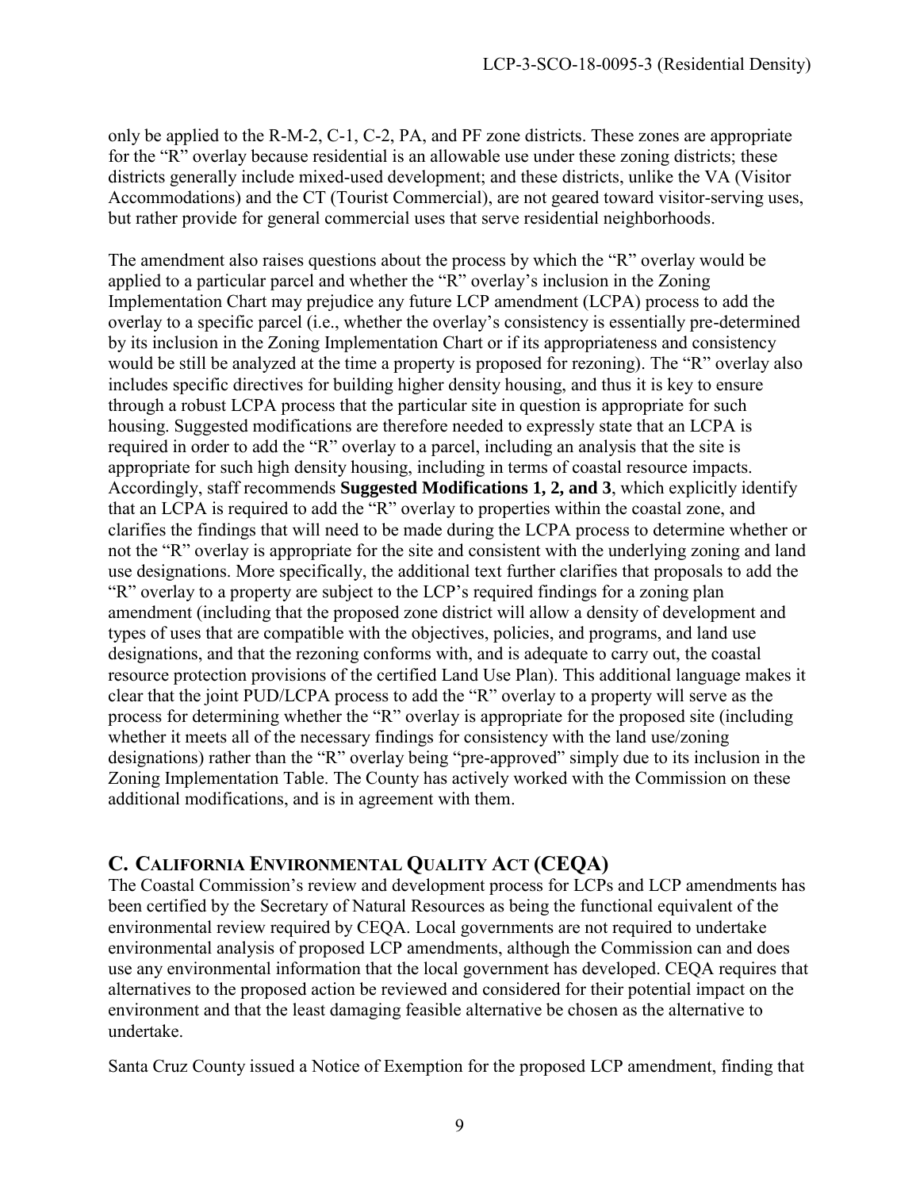only be applied to the R-M-2, C-1, C-2, PA, and PF zone districts. These zones are appropriate for the "R" overlay because residential is an allowable use under these zoning districts; these districts generally include mixed-used development; and these districts, unlike the VA (Visitor Accommodations) and the CT (Tourist Commercial), are not geared toward visitor-serving uses, but rather provide for general commercial uses that serve residential neighborhoods.

The amendment also raises questions about the process by which the "R" overlay would be applied to a particular parcel and whether the "R" overlay's inclusion in the Zoning Implementation Chart may prejudice any future LCP amendment (LCPA) process to add the overlay to a specific parcel (i.e., whether the overlay's consistency is essentially pre-determined by its inclusion in the Zoning Implementation Chart or if its appropriateness and consistency would be still be analyzed at the time a property is proposed for rezoning). The "R" overlay also includes specific directives for building higher density housing, and thus it is key to ensure through a robust LCPA process that the particular site in question is appropriate for such housing. Suggested modifications are therefore needed to expressly state that an LCPA is required in order to add the "R" overlay to a parcel, including an analysis that the site is appropriate for such high density housing, including in terms of coastal resource impacts. Accordingly, staff recommends **Suggested Modifications 1, 2, and 3**, which explicitly identify that an LCPA is required to add the "R" overlay to properties within the coastal zone, and clarifies the findings that will need to be made during the LCPA process to determine whether or not the "R" overlay is appropriate for the site and consistent with the underlying zoning and land use designations. More specifically, the additional text further clarifies that proposals to add the "R" overlay to a property are subject to the LCP's required findings for a zoning plan amendment (including that the proposed zone district will allow a density of development and types of uses that are compatible with the objectives, policies, and programs, and land use designations, and that the rezoning conforms with, and is adequate to carry out, the coastal resource protection provisions of the certified Land Use Plan). This additional language makes it clear that the joint PUD/LCPA process to add the "R" overlay to a property will serve as the process for determining whether the "R" overlay is appropriate for the proposed site (including whether it meets all of the necessary findings for consistency with the land use/zoning designations) rather than the "R" overlay being "pre-approved" simply due to its inclusion in the Zoning Implementation Table. The County has actively worked with the Commission on these additional modifications, and is in agreement with them.

## C. California Environmental Quality Act (CEQA)

The Coastal Commission's review and development process for LCPs and LCP amendments has been certified by the Secretary of Natural Resources as being the functional equivalent of the environmental review required by CEQA. Local governments are not required to undertake environmental analysis of proposed LCP amendments, although the Commission can and does use any environmental information that the local government has developed. CEQA requires that alternatives to the proposed action be reviewed and considered for their potential impact on the environment and that the least damaging feasible alternative be chosen as the alternative to undertake.

Santa Cruz County issued a Notice of Exemption for the proposed LCP amendment, finding that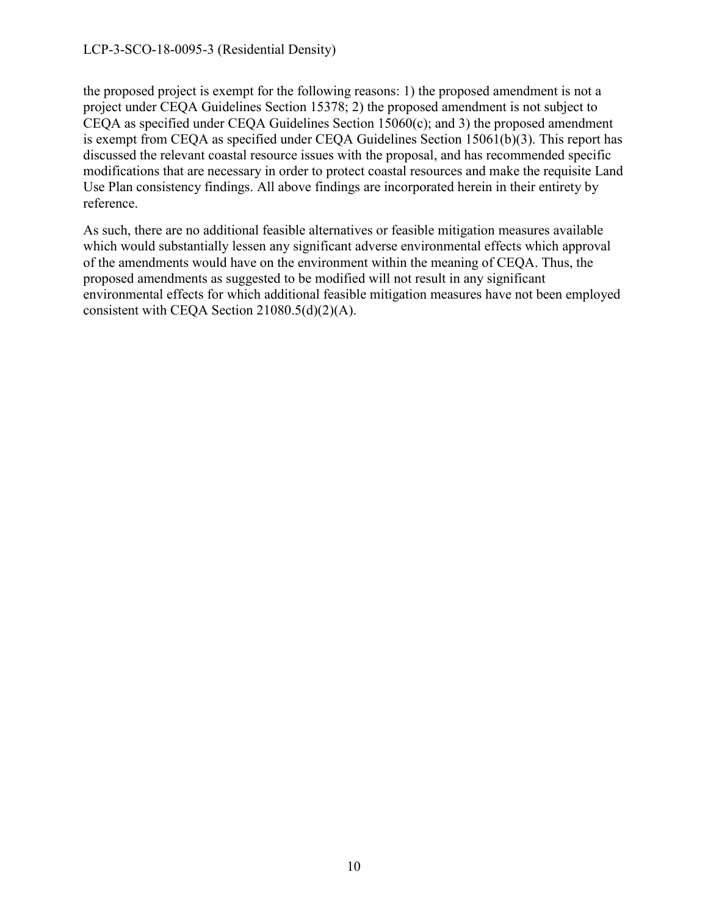the proposed project is exempt for the following reasons: 1) the proposed amendment is not a project under CEQA Guidelines Section 15378; 2) the proposed amendment is not subject to CEQA as specified under CEQA Guidelines Section 15060(c); and 3) the proposed amendment is exempt from CEQA as specified under CEQA Guidelines Section 15061(b)(3). This report has discussed the relevant coastal resource issues with the proposal, and has recommended specific modifications that are necessary in order to protect coastal resources and make the requisite Land Use Plan consistency findings. All above findings are incorporated herein in their entirety by reference.

As such, there are no additional feasible alternatives or feasible mitigation measures available which would substantially lessen any significant adverse environmental effects which approval of the amendments would have on the environment within the meaning of CEQA. Thus, the proposed amendments as suggested to be modified will not result in any significant environmental effects for which additional feasible mitigation measures have not been employed consistent with CEQA Section 21080.5(d)(2)(A).